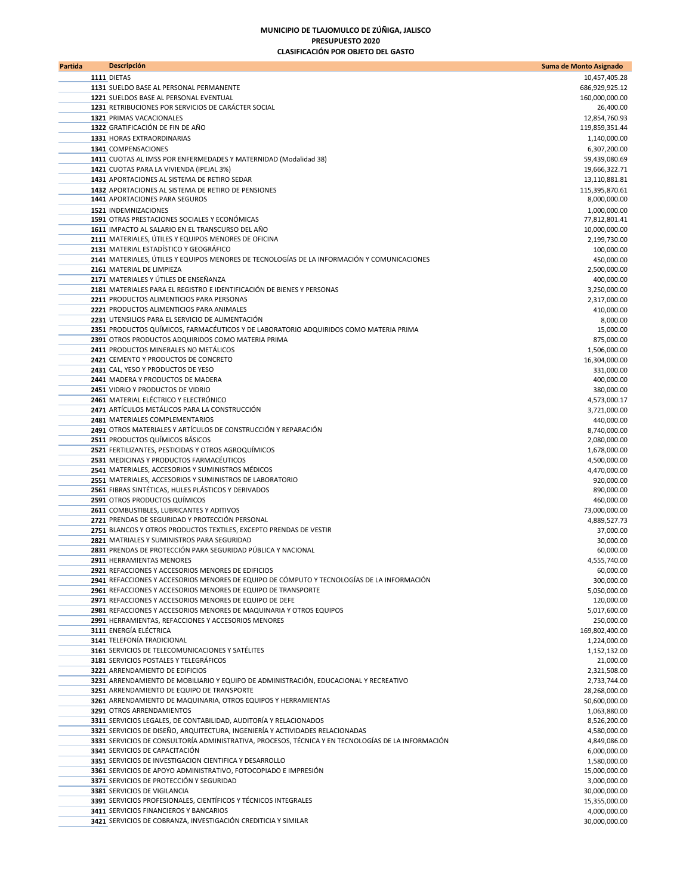**MUNICIPIO DE TLAJOMULCO DE ZÚÑIGA, JALISCO**
**PRESUPUESTO 2020**
**CLASIFICACIÓN POR OBJETO DEL GASTO**

| Partida | Descripción | Suma de Monto Asignado |
|---|---|---|
| **1111** | DIETAS | 10,457,405.28 |
| **1131** | SUELDO BASE AL PERSONAL PERMANENTE | 686,929,925.12 |
| **1221** | SUELDOS BASE AL PERSONAL EVENTUAL | 160,000,000.00 |
| **1231** | RETRIBUCIONES POR SERVICIOS DE CARÁCTER SOCIAL | 26,400.00 |
| **1321** | PRIMAS VACACIONALES | 12,854,760.93 |
| **1322** | GRATIFICACIÓN DE FIN DE AÑO | 119,859,351.44 |
| **1331** | HORAS EXTRAORDINARIAS | 1,140,000.00 |
| **1341** | COMPENSACIONES | 6,307,200.00 |
| **1411** | CUOTAS AL IMSS POR ENFERMEDADES Y MATERNIDAD (Modalidad 38) | 59,439,080.69 |
| **1421** | CUOTAS PARA LA VIVIENDA (IPEJAL 3%) | 19,666,322.71 |
| **1431** | APORTACIONES AL SISTEMA DE RETIRO SEDAR | 13,110,881.81 |
| **1432** | APORTACIONES AL SISTEMA DE RETIRO DE PENSIONES | 115,395,870.61 |
| **1441** | APORTACIONES PARA SEGUROS | 8,000,000.00 |
| **1521** | INDEMNIZACIONES | 1,000,000.00 |
| **1591** | OTRAS PRESTACIONES SOCIALES Y ECONÓMICAS | 77,812,801.41 |
| **1611** | IMPACTO AL SALARIO EN EL TRANSCURSO DEL AÑO | 10,000,000.00 |
| **2111** | MATERIALES, ÚTILES Y EQUIPOS MENORES DE OFICINA | 2,199,730.00 |
| **2131** | MATERIAL ESTADÍSTICO Y GEOGRÁFICO | 100,000.00 |
| **2141** | MATERIALES, ÚTILES Y EQUIPOS MENORES DE TECNOLOGÍAS DE LA INFORMACIÓN Y COMUNICACIONES | 450,000.00 |
| **2161** | MATERIAL DE LIMPIEZA | 2,500,000.00 |
| **2171** | MATERIALES Y ÚTILES DE ENSEÑANZA | 400,000.00 |
| **2181** | MATERIALES PARA EL REGISTRO E IDENTIFICACIÓN DE BIENES Y PERSONAS | 3,250,000.00 |
| **2211** | PRODUCTOS ALIMENTICIOS PARA PERSONAS | 2,317,000.00 |
| **2221** | PRODUCTOS ALIMENTICIOS PARA ANIMALES | 410,000.00 |
| **2231** | UTENSILIOS PARA EL SERVICIO DE ALIMENTACIÓN | 8,000.00 |
| **2351** | PRODUCTOS QUÍMICOS, FARMACÉUTICOS Y DE LABORATORIO ADQUIRIDOS COMO MATERIA PRIMA | 15,000.00 |
| **2391** | OTROS PRODUCTOS ADQUIRIDOS COMO MATERIA PRIMA | 875,000.00 |
| **2411** | PRODUCTOS MINERALES NO METÁLICOS | 1,506,000.00 |
| **2421** | CEMENTO Y PRODUCTOS DE CONCRETO | 16,304,000.00 |
| **2431** | CAL, YESO Y PRODUCTOS DE YESO | 331,000.00 |
| **2441** | MADERA Y PRODUCTOS DE MADERA | 400,000.00 |
| **2451** | VIDRIO Y PRODUCTOS DE VIDRIO | 380,000.00 |
| **2461** | MATERIAL ELÉCTRICO Y ELECTRÓNICO | 4,573,000.17 |
| **2471** | ARTÍCULOS METÁLICOS PARA LA CONSTRUCCIÓN | 3,721,000.00 |
| **2481** | MATERIALES COMPLEMENTARIOS | 440,000.00 |
| **2491** | OTROS MATERIALES Y ARTÍCULOS DE CONSTRUCCIÓN Y REPARACIÓN | 8,740,000.00 |
| **2511** | PRODUCTOS QUÍMICOS BÁSICOS | 2,080,000.00 |
| **2521** | FERTILIZANTES, PESTICIDAS Y OTROS AGROQUÍMICOS | 1,678,000.00 |
| **2531** | MEDICINAS Y PRODUCTOS FARMACÉUTICOS | 4,500,000.00 |
| **2541** | MATERIALES, ACCESORIOS Y SUMINISTROS MÉDICOS | 4,470,000.00 |
| **2551** | MATERIALES, ACCESORIOS Y SUMINISTROS DE LABORATORIO | 920,000.00 |
| **2561** | FIBRAS SINTÉTICAS, HULES PLÁSTICOS Y DERIVADOS | 890,000.00 |
| **2591** | OTROS PRODUCTOS QUÍMICOS | 460,000.00 |
| **2611** | COMBUSTIBLES, LUBRICANTES Y ADITIVOS | 73,000,000.00 |
| **2721** | PRENDAS DE SEGURIDAD Y PROTECCIÓN PERSONAL | 4,889,527.73 |
| **2751** | BLANCOS Y OTROS PRODUCTOS TEXTILES, EXCEPTO PRENDAS DE VESTIR | 37,000.00 |
| **2821** | MATRIALES Y SUMINISTROS PARA SEGURIDAD | 30,000.00 |
| **2831** | PRENDAS DE PROTECCIÓN PARA SEGURIDAD PÚBLICA Y NACIONAL | 60,000.00 |
| **2911** | HERRAMIENTAS MENORES | 4,555,740.00 |
| **2921** | REFACCIONES Y ACCESORIOS MENORES DE EDIFICIOS | 60,000.00 |
| **2941** | REFACCIONES Y ACCESORIOS MENORES DE EQUIPO DE CÓMPUTO Y TECNOLOGÍAS DE LA INFORMACIÓN | 300,000.00 |
| **2961** | REFACCIONES Y ACCESORIOS MENORES DE EQUIPO DE TRANSPORTE | 5,050,000.00 |
| **2971** | REFACCIONES Y ACCESORIOS MENORES DE EQUIPO DE DEFE | 120,000.00 |
| **2981** | REFACCIONES Y ACCESORIOS MENORES DE MAQUINARIA Y OTROS EQUIPOS | 5,017,600.00 |
| **2991** | HERRAMIENTAS, REFACCIONES Y ACCESORIOS MENORES | 250,000.00 |
| **3111** | ENERGÍA ELÉCTRICA | 169,802,400.00 |
| **3141** | TELEFONÍA TRADICIONAL | 1,224,000.00 |
| **3161** | SERVICIOS DE TELECOMUNICACIONES Y SATÉLITES | 1,152,132.00 |
| **3181** | SERVICIOS POSTALES Y TELEGRÁFICOS | 21,000.00 |
| **3221** | ARRENDAMIENTO DE EDIFICIOS | 2,321,508.00 |
| **3231** | ARRENDAMIENTO DE MOBILIARIO Y EQUIPO DE ADMINISTRACIÓN, EDUCACIONAL Y RECREATIVO | 2,733,744.00 |
| **3251** | ARRENDAMIENTO DE EQUIPO DE TRANSPORTE | 28,268,000.00 |
| **3261** | ARRENDAMIENTO DE MAQUINARIA, OTROS EQUIPOS Y HERRAMIENTAS | 50,600,000.00 |
| **3291** | OTROS ARRENDAMIENTOS | 1,063,880.00 |
| **3311** | SERVICIOS LEGALES, DE CONTABILIDAD, AUDITORÍA Y RELACIONADOS | 8,526,200.00 |
| **3321** | SERVICIOS DE DISEÑO, ARQUITECTURA, INGENIERÍA Y ACTIVIDADES RELACIONADAS | 4,580,000.00 |
| **3331** | SERVICIOS DE CONSULTORÍA ADMINISTRATIVA, PROCESOS, TÉCNICA Y EN TECNOLOGÍAS DE LA INFORMACIÓN | 4,849,086.00 |
| **3341** | SERVICIOS DE CAPACITACIÓN | 6,000,000.00 |
| **3351** | SERVICIOS DE INVESTIGACION CIENTIFICA Y DESARROLLO | 1,580,000.00 |
| **3361** | SERVICIOS DE APOYO ADMINISTRATIVO, FOTOCOPIADO E IMPRESIÓN | 15,000,000.00 |
| **3371** | SERVICIOS DE PROTECCIÓN Y SEGURIDAD | 3,000,000.00 |
| **3381** | SERVICIOS DE VIGILANCIA | 30,000,000.00 |
| **3391** | SERVICIOS PROFESIONALES, CIENTÍFICOS Y TÉCNICOS INTEGRALES | 15,355,000.00 |
| **3411** | SERVICIOS FINANCIEROS Y BANCARIOS | 4,000,000.00 |
| **3421** | SERVICIOS DE COBRANZA, INVESTIGACIÓN CREDITICIA Y SIMILAR | 30,000,000.00 |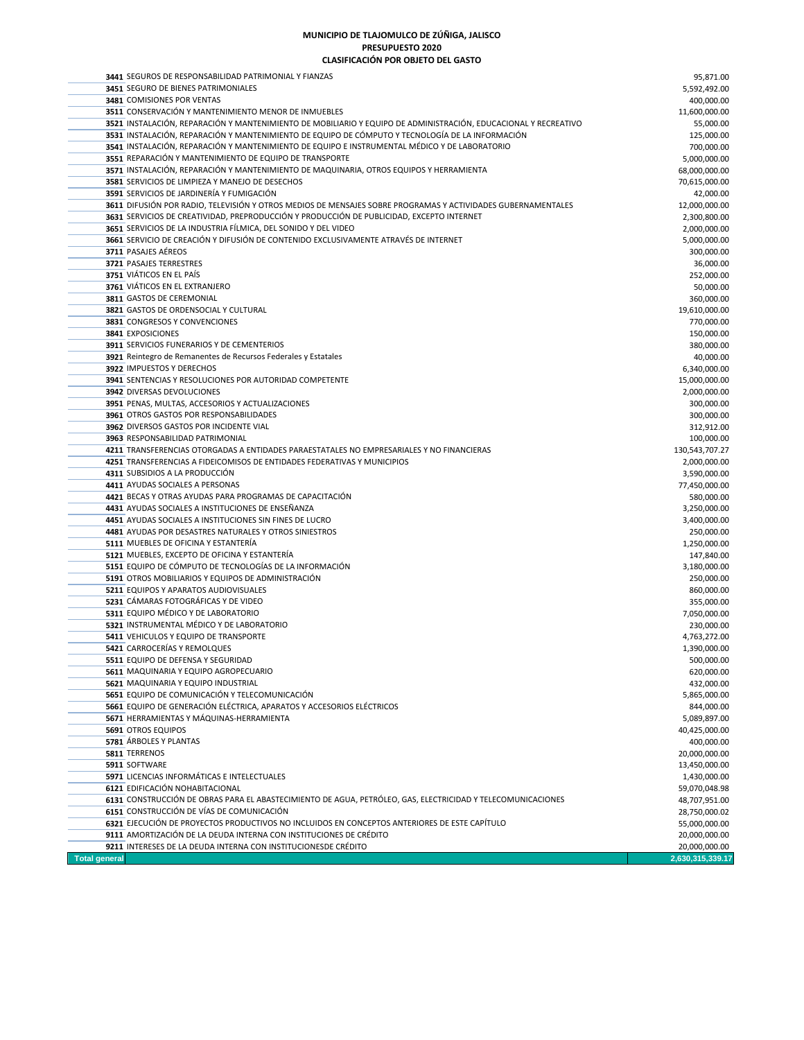**MUNICIPIO DE TLAJOMULCO DE ZÚÑIGA, JALISCO**
**PRESUPUESTO 2020**
**CLASIFICACIÓN POR OBJETO DEL GASTO**

| | | |
|---|---|---|
| **3441** | SEGUROS DE RESPONSABILIDAD PATRIMONIAL Y FIANZAS | 95,871.00 |
| **3451** | SEGURO DE BIENES PATRIMONIALES | 5,592,492.00 |
| **3481** | COMISIONES POR VENTAS | 400,000.00 |
| **3511** | CONSERVACIÓN Y MANTENIMIENTO MENOR DE INMUEBLES | 11,600,000.00 |
| **3521** | INSTALACIÓN, REPARACIÓN Y MANTENIMIENTO DE MOBILIARIO Y EQUIPO DE ADMINISTRACIÓN, EDUCACIONAL Y RECREATIVO | 55,000.00 |
| **3531** | INSTALACIÓN, REPARACIÓN Y MANTENIMIENTO DE EQUIPO DE CÓMPUTO Y TECNOLOGÍA DE LA INFORMACIÓN | 125,000.00 |
| **3541** | INSTALACIÓN, REPARACIÓN Y MANTENIMIENTO DE EQUIPO E INSTRUMENTAL MÉDICO Y DE LABORATORIO | 700,000.00 |
| **3551** | REPARACIÓN Y MANTENIMIENTO DE EQUIPO DE TRANSPORTE | 5,000,000.00 |
| **3571** | INSTALACIÓN, REPARACIÓN Y MANTENIMIENTO DE MAQUINARIA, OTROS EQUIPOS Y HERRAMIENTA | 68,000,000.00 |
| **3581** | SERVICIOS DE LIMPIEZA Y MANEJO DE DESECHOS | 70,615,000.00 |
| **3591** | SERVICIOS DE JARDINERÍA Y FUMIGACIÓN | 42,000.00 |
| **3611** | DIFUSIÓN POR RADIO, TELEVISIÓN Y OTROS MEDIOS DE MENSAJES SOBRE PROGRAMAS Y ACTIVIDADES GUBERNAMENTALES | 12,000,000.00 |
| **3631** | SERVICIOS DE CREATIVIDAD, PREPRODUCCIÓN Y PRODUCCIÓN DE PUBLICIDAD, EXCEPTO INTERNET | 2,300,800.00 |
| **3651** | SERVICIOS DE LA INDUSTRIA FÍLMICA, DEL SONIDO Y DEL VIDEO | 2,000,000.00 |
| **3661** | SERVICIO DE CREACIÓN Y DIFUSIÓN DE CONTENIDO EXCLUSIVAMENTE ATRAVÉS DE INTERNET | 5,000,000.00 |
| **3711** | PASAJES AÉREOS | 300,000.00 |
| **3721** | PASAJES TERRESTRES | 36,000.00 |
| **3751** | VIÁTICOS EN EL PAÍS | 252,000.00 |
| **3761** | VIÁTICOS EN EL EXTRANJERO | 50,000.00 |
| **3811** | GASTOS DE CEREMONIAL | 360,000.00 |
| **3821** | GASTOS DE ORDENSOCIAL Y CULTURAL | 19,610,000.00 |
| **3831** | CONGRESOS Y CONVENCIONES | 770,000.00 |
| **3841** | EXPOSICIONES | 150,000.00 |
| **3911** | SERVICIOS FUNERARIOS Y DE CEMENTERIOS | 380,000.00 |
| **3921** | Reintegro de Remanentes de Recursos Federales y Estatales | 40,000.00 |
| **3922** | IMPUESTOS Y DERECHOS | 6,340,000.00 |
| **3941** | SENTENCIAS Y RESOLUCIONES POR AUTORIDAD COMPETENTE | 15,000,000.00 |
| **3942** | DIVERSAS DEVOLUCIONES | 2,000,000.00 |
| **3951** | PENAS, MULTAS, ACCESORIOS Y ACTUALIZACIONES | 300,000.00 |
| **3961** | OTROS GASTOS POR RESPONSABILIDADES | 300,000.00 |
| **3962** | DIVERSOS GASTOS POR INCIDENTE VIAL | 312,912.00 |
| **3963** | RESPONSABILIDAD PATRIMONIAL | 100,000.00 |
| **4211** | TRANSFERENCIAS OTORGADAS A ENTIDADES PARAESTATALES NO EMPRESARIALES Y NO FINANCIERAS | 130,543,707.27 |
| **4251** | TRANSFERENCIAS A FIDEICOMISOS DE ENTIDADES FEDERATIVAS Y MUNICIPIOS | 2,000,000.00 |
| **4311** | SUBSIDIOS A LA PRODUCCIÓN | 3,590,000.00 |
| **4411** | AYUDAS SOCIALES A PERSONAS | 77,450,000.00 |
| **4421** | BECAS Y OTRAS AYUDAS PARA PROGRAMAS DE CAPACITACIÓN | 580,000.00 |
| **4431** | AYUDAS SOCIALES A INSTITUCIONES DE ENSEÑANZA | 3,250,000.00 |
| **4451** | AYUDAS SOCIALES A INSTITUCIONES SIN FINES DE LUCRO | 3,400,000.00 |
| **4481** | AYUDAS POR DESASTRES NATURALES Y OTROS SINIESTROS | 250,000.00 |
| **5111** | MUEBLES DE OFICINA Y ESTANTERÍA | 1,250,000.00 |
| **5121** | MUEBLES, EXCEPTO DE OFICINA Y ESTANTERÍA | 147,840.00 |
| **5151** | EQUIPO DE CÓMPUTO DE TECNOLOGÍAS DE LA INFORMACIÓN | 3,180,000.00 |
| **5191** | OTROS MOBILIARIOS Y EQUIPOS DE ADMINISTRACIÓN | 250,000.00 |
| **5211** | EQUIPOS Y APARATOS AUDIOVISUALES | 860,000.00 |
| **5231** | CÁMARAS FOTOGRÁFICAS Y DE VIDEO | 355,000.00 |
| **5311** | EQUIPO MÉDICO Y DE LABORATORIO | 7,050,000.00 |
| **5321** | INSTRUMENTAL MÉDICO Y DE LABORATORIO | 230,000.00 |
| **5411** | VEHICULOS Y EQUIPO DE TRANSPORTE | 4,763,272.00 |
| **5421** | CARROCERÍAS Y REMOLQUES | 1,390,000.00 |
| **5511** | EQUIPO DE DEFENSA Y SEGURIDAD | 500,000.00 |
| **5611** | MAQUINARIA Y EQUIPO AGROPECUARIO | 620,000.00 |
| **5621** | MAQUINARIA Y EQUIPO INDUSTRIAL | 432,000.00 |
| **5651** | EQUIPO DE COMUNICACIÓN Y TELECOMUNICACIÓN | 5,865,000.00 |
| **5661** | EQUIPO DE GENERACIÓN ELÉCTRICA, APARATOS Y ACCESORIOS ELÉCTRICOS | 844,000.00 |
| **5671** | HERRAMIENTAS Y MÁQUINAS-HERRAMIENTA | 5,089,897.00 |
| **5691** | OTROS EQUIPOS | 40,425,000.00 |
| **5781** | ÁRBOLES Y PLANTAS | 400,000.00 |
| **5811** | TERRENOS | 20,000,000.00 |
| **5911** | SOFTWARE | 13,450,000.00 |
| **5971** | LICENCIAS INFORMÁTICAS E INTELECTUALES | 1,430,000.00 |
| **6121** | EDIFICACIÓN NOHABITACIONAL | 59,070,048.98 |
| **6131** | CONSTRUCCIÓN DE OBRAS PARA EL ABASTECIMIENTO DE AGUA, PETRÓLEO, GAS, ELECTRICIDAD Y TELECOMUNICACIONES | 48,707,951.00 |
| **6151** | CONSTRUCCIÓN DE VÍAS DE COMUNICACIÓN | 28,750,000.02 |
| **6321** | EJECUCIÓN DE PROYECTOS PRODUCTIVOS NO INCLUIDOS EN CONCEPTOS ANTERIORES DE ESTE CAPÍTULO | 55,000,000.00 |
| **9111** | AMORTIZACIÓN DE LA DEUDA INTERNA CON INSTITUCIONES DE CRÉDITO | 20,000,000.00 |
| **9211** | INTERESES DE LA DEUDA INTERNA CON INSTITUCIONESDE CRÉDITO | 20,000,000.00 |
| **Total general** | | **2,630,315,339.17** |